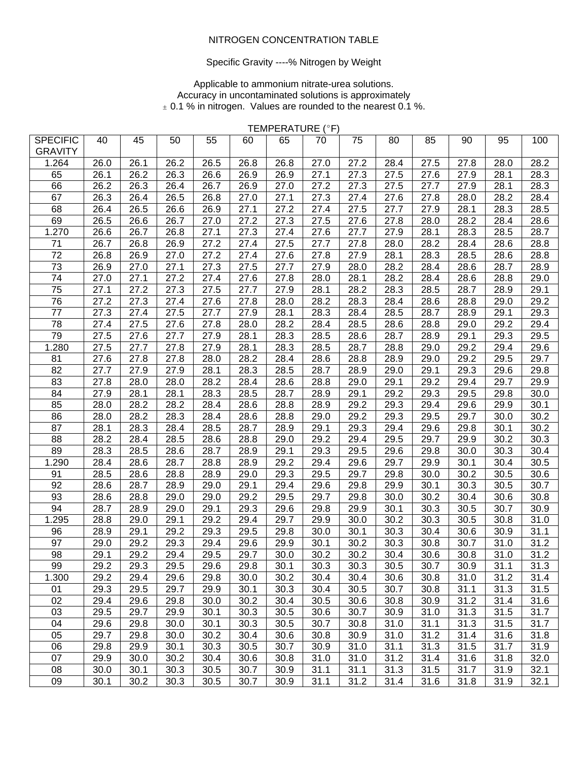NITROGEN CONCENTRATION TABLE

Specific Gravity ----% Nitrogen by Weight

Applicable to ammonium nitrate-urea solutions.
Accuracy in uncontaminated solutions is approximately
± 0.1 % in nitrogen. Values are rounded to the nearest 0.1 %.

TEMPERATURE (°F)

| SPECIFIC GRAVITY | 40 | 45 | 50 | 55 | 60 | 65 | 70 | 75 | 80 | 85 | 90 | 95 | 100 |
|---|---|---|---|---|---|---|---|---|---|---|---|---|---|
| 1.264 | 26.0 | 26.1 | 26.2 | 26.5 | 26.8 | 26.8 | 27.0 | 27.2 | 28.4 | 27.5 | 27.8 | 28.0 | 28.2 |
| 65 | 26.1 | 26.2 | 26.3 | 26.6 | 26.9 | 26.9 | 27.1 | 27.3 | 27.5 | 27.6 | 27.9 | 28.1 | 28.3 |
| 66 | 26.2 | 26.3 | 26.4 | 26.7 | 26.9 | 27.0 | 27.2 | 27.3 | 27.5 | 27.7 | 27.9 | 28.1 | 28.3 |
| 67 | 26.3 | 26.4 | 26.5 | 26.8 | 27.0 | 27.1 | 27.3 | 27.4 | 27.6 | 27.8 | 28.0 | 28.2 | 28.4 |
| 68 | 26.4 | 26.5 | 26.6 | 26.9 | 27.1 | 27.2 | 27.4 | 27.5 | 27.7 | 27.9 | 28.1 | 28.3 | 28.5 |
| 69 | 26.5 | 26.6 | 26.7 | 27.0 | 27.2 | 27.3 | 27.5 | 27.6 | 27.8 | 28.0 | 28.2 | 28.4 | 28.6 |
| 1.270 | 26.6 | 26.7 | 26.8 | 27.1 | 27.3 | 27.4 | 27.6 | 27.7 | 27.9 | 28.1 | 28.3 | 28.5 | 28.7 |
| 71 | 26.7 | 26.8 | 26.9 | 27.2 | 27.4 | 27.5 | 27.7 | 27.8 | 28.0 | 28.2 | 28.4 | 28.6 | 28.8 |
| 72 | 26.8 | 26.9 | 27.0 | 27.2 | 27.4 | 27.6 | 27.8 | 27.9 | 28.1 | 28.3 | 28.5 | 28.6 | 28.8 |
| 73 | 26.9 | 27.0 | 27.1 | 27.3 | 27.5 | 27.7 | 27.9 | 28.0 | 28.2 | 28.4 | 28.6 | 28.7 | 28.9 |
| 74 | 27.0 | 27.1 | 27.2 | 27.4 | 27.6 | 27.8 | 28.0 | 28.1 | 28.2 | 28.4 | 28.6 | 28.8 | 29.0 |
| 75 | 27.1 | 27.2 | 27.3 | 27.5 | 27.7 | 27.9 | 28.1 | 28.2 | 28.3 | 28.5 | 28.7 | 28.9 | 29.1 |
| 76 | 27.2 | 27.3 | 27.4 | 27.6 | 27.8 | 28.0 | 28.2 | 28.3 | 28.4 | 28.6 | 28.8 | 29.0 | 29.2 |
| 77 | 27.3 | 27.4 | 27.5 | 27.7 | 27.9 | 28.1 | 28.3 | 28.4 | 28.5 | 28.7 | 28.9 | 29.1 | 29.3 |
| 78 | 27.4 | 27.5 | 27.6 | 27.8 | 28.0 | 28.2 | 28.4 | 28.5 | 28.6 | 28.8 | 29.0 | 29.2 | 29.4 |
| 79 | 27.5 | 27.6 | 27.7 | 27.9 | 28.1 | 28.3 | 28.5 | 28.6 | 28.7 | 28.9 | 29.1 | 29.3 | 29.5 |
| 1.280 | 27.5 | 27.7 | 27.8 | 27.9 | 28.1 | 28.3 | 28.5 | 28.7 | 28.8 | 29.0 | 29.2 | 29.4 | 29.6 |
| 81 | 27.6 | 27.8 | 27.8 | 28.0 | 28.2 | 28.4 | 28.6 | 28.8 | 28.9 | 29.0 | 29.2 | 29.5 | 29.7 |
| 82 | 27.7 | 27.9 | 27.9 | 28.1 | 28.3 | 28.5 | 28.7 | 28.9 | 29.0 | 29.1 | 29.3 | 29.6 | 29.8 |
| 83 | 27.8 | 28.0 | 28.0 | 28.2 | 28.4 | 28.6 | 28.8 | 29.0 | 29.1 | 29.2 | 29.4 | 29.7 | 29.9 |
| 84 | 27.9 | 28.1 | 28.1 | 28.3 | 28.5 | 28.7 | 28.9 | 29.1 | 29.2 | 29.3 | 29.5 | 29.8 | 30.0 |
| 85 | 28.0 | 28.2 | 28.2 | 28.4 | 28.6 | 28.8 | 28.9 | 29.2 | 29.3 | 29.4 | 29.6 | 29.9 | 30.1 |
| 86 | 28.0 | 28.2 | 28.3 | 28.4 | 28.6 | 28.8 | 29.0 | 29.2 | 29.3 | 29.5 | 29.7 | 30.0 | 30.2 |
| 87 | 28.1 | 28.3 | 28.4 | 28.5 | 28.7 | 28.9 | 29.1 | 29.3 | 29.4 | 29.6 | 29.8 | 30.1 | 30.2 |
| 88 | 28.2 | 28.4 | 28.5 | 28.6 | 28.8 | 29.0 | 29.2 | 29.4 | 29.5 | 29.7 | 29.9 | 30.2 | 30.3 |
| 89 | 28.3 | 28.5 | 28.6 | 28.7 | 28.9 | 29.1 | 29.3 | 29.5 | 29.6 | 29.8 | 30.0 | 30.3 | 30.4 |
| 1.290 | 28.4 | 28.6 | 28.7 | 28.8 | 28.9 | 29.2 | 29.4 | 29.6 | 29.7 | 29.9 | 30.1 | 30.4 | 30.5 |
| 91 | 28.5 | 28.6 | 28.8 | 28.9 | 29.0 | 29.3 | 29.5 | 29.7 | 29.8 | 30.0 | 30.2 | 30.5 | 30.6 |
| 92 | 28.6 | 28.7 | 28.9 | 29.0 | 29.1 | 29.4 | 29.6 | 29.8 | 29.9 | 30.1 | 30.3 | 30.5 | 30.7 |
| 93 | 28.6 | 28.8 | 29.0 | 29.0 | 29.2 | 29.5 | 29.7 | 29.8 | 30.0 | 30.2 | 30.4 | 30.6 | 30.8 |
| 94 | 28.7 | 28.9 | 29.0 | 29.1 | 29.3 | 29.6 | 29.8 | 29.9 | 30.1 | 30.3 | 30.5 | 30.7 | 30.9 |
| 1.295 | 28.8 | 29.0 | 29.1 | 29.2 | 29.4 | 29.7 | 29.9 | 30.0 | 30.2 | 30.3 | 30.5 | 30.8 | 31.0 |
| 96 | 28.9 | 29.1 | 29.2 | 29.3 | 29.5 | 29.8 | 30.0 | 30.1 | 30.3 | 30.4 | 30.6 | 30.9 | 31.1 |
| 97 | 29.0 | 29.2 | 29.3 | 29.4 | 29.6 | 29.9 | 30.1 | 30.2 | 30.3 | 30.8 | 30.7 | 31.0 | 31.2 |
| 98 | 29.1 | 29.2 | 29.4 | 29.5 | 29.7 | 30.0 | 30.2 | 30.2 | 30.4 | 30.6 | 30.8 | 31.0 | 31.2 |
| 99 | 29.2 | 29.3 | 29.5 | 29.6 | 29.8 | 30.1 | 30.3 | 30.3 | 30.5 | 30.7 | 30.9 | 31.1 | 31.3 |
| 1.300 | 29.2 | 29.4 | 29.6 | 29.8 | 30.0 | 30.2 | 30.4 | 30.4 | 30.6 | 30.8 | 31.0 | 31.2 | 31.4 |
| 01 | 29.3 | 29.5 | 29.7 | 29.9 | 30.1 | 30.3 | 30.4 | 30.5 | 30.7 | 30.8 | 31.1 | 31.3 | 31.5 |
| 02 | 29.4 | 29.6 | 29.8 | 30.0 | 30.2 | 30.4 | 30.5 | 30.6 | 30.8 | 30.9 | 31.2 | 31.4 | 31.6 |
| 03 | 29.5 | 29.7 | 29.9 | 30.1 | 30.3 | 30.5 | 30.6 | 30.7 | 30.9 | 31.0 | 31.3 | 31.5 | 31.7 |
| 04 | 29.6 | 29.8 | 30.0 | 30.1 | 30.3 | 30.5 | 30.7 | 30.8 | 31.0 | 31.1 | 31.3 | 31.5 | 31.7 |
| 05 | 29.7 | 29.8 | 30.0 | 30.2 | 30.4 | 30.6 | 30.8 | 30.9 | 31.0 | 31.2 | 31.4 | 31.6 | 31.8 |
| 06 | 29.8 | 29.9 | 30.1 | 30.3 | 30.5 | 30.7 | 30.9 | 31.0 | 31.1 | 31.3 | 31.5 | 31.7 | 31.9 |
| 07 | 29.9 | 30.0 | 30.2 | 30.4 | 30.6 | 30.8 | 31.0 | 31.0 | 31.2 | 31.4 | 31.6 | 31.8 | 32.0 |
| 08 | 30.0 | 30.1 | 30.3 | 30.5 | 30.7 | 30.9 | 31.1 | 31.1 | 31.3 | 31.5 | 31.7 | 31.9 | 32.1 |
| 09 | 30.1 | 30.2 | 30.3 | 30.5 | 30.7 | 30.9 | 31.1 | 31.2 | 31.4 | 31.6 | 31.8 | 31.9 | 32.1 |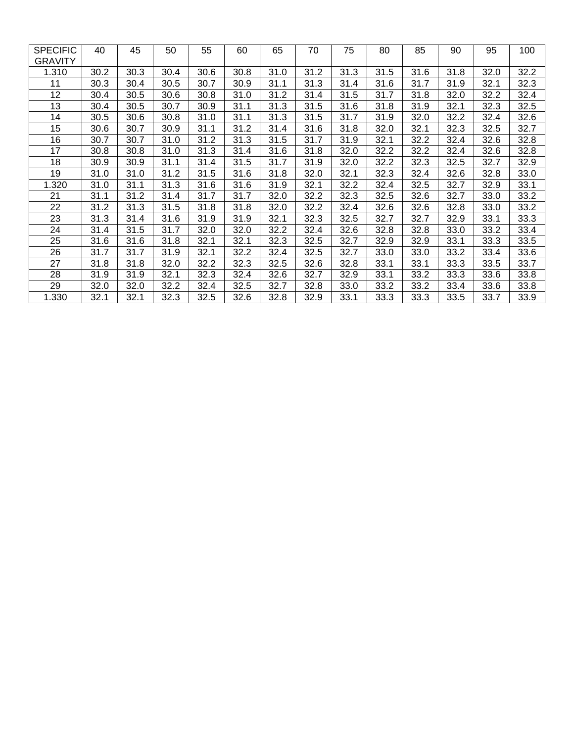| SPECIFIC GRAVITY | 40 | 45 | 50 | 55 | 60 | 65 | 70 | 75 | 80 | 85 | 90 | 95 | 100 |
|---|---|---|---|---|---|---|---|---|---|---|---|---|---|
| 1.310 | 30.2 | 30.3 | 30.4 | 30.6 | 30.8 | 31.0 | 31.2 | 31.3 | 31.5 | 31.6 | 31.8 | 32.0 | 32.2 |
| 11 | 30.3 | 30.4 | 30.5 | 30.7 | 30.9 | 31.1 | 31.3 | 31.4 | 31.6 | 31.7 | 31.9 | 32.1 | 32.3 |
| 12 | 30.4 | 30.5 | 30.6 | 30.8 | 31.0 | 31.2 | 31.4 | 31.5 | 31.7 | 31.8 | 32.0 | 32.2 | 32.4 |
| 13 | 30.4 | 30.5 | 30.7 | 30.9 | 31.1 | 31.3 | 31.5 | 31.6 | 31.8 | 31.9 | 32.1 | 32.3 | 32.5 |
| 14 | 30.5 | 30.6 | 30.8 | 31.0 | 31.1 | 31.3 | 31.5 | 31.7 | 31.9 | 32.0 | 32.2 | 32.4 | 32.6 |
| 15 | 30.6 | 30.7 | 30.9 | 31.1 | 31.2 | 31.4 | 31.6 | 31.8 | 32.0 | 32.1 | 32.3 | 32.5 | 32.7 |
| 16 | 30.7 | 30.7 | 31.0 | 31.2 | 31.3 | 31.5 | 31.7 | 31.9 | 32.1 | 32.2 | 32.4 | 32.6 | 32.8 |
| 17 | 30.8 | 30.8 | 31.0 | 31.3 | 31.4 | 31.6 | 31.8 | 32.0 | 32.2 | 32.2 | 32.4 | 32.6 | 32.8 |
| 18 | 30.9 | 30.9 | 31.1 | 31.4 | 31.5 | 31.7 | 31.9 | 32.0 | 32.2 | 32.3 | 32.5 | 32.7 | 32.9 |
| 19 | 31.0 | 31.0 | 31.2 | 31.5 | 31.6 | 31.8 | 32.0 | 32.1 | 32.3 | 32.4 | 32.6 | 32.8 | 33.0 |
| 1.320 | 31.0 | 31.1 | 31.3 | 31.6 | 31.6 | 31.9 | 32.1 | 32.2 | 32.4 | 32.5 | 32.7 | 32.9 | 33.1 |
| 21 | 31.1 | 31.2 | 31.4 | 31.7 | 31.7 | 32.0 | 32.2 | 32.3 | 32.5 | 32.6 | 32.7 | 33.0 | 33.2 |
| 22 | 31.2 | 31.3 | 31.5 | 31.8 | 31.8 | 32.0 | 32.2 | 32.4 | 32.6 | 32.6 | 32.8 | 33.0 | 33.2 |
| 23 | 31.3 | 31.4 | 31.6 | 31.9 | 31.9 | 32.1 | 32.3 | 32.5 | 32.7 | 32.7 | 32.9 | 33.1 | 33.3 |
| 24 | 31.4 | 31.5 | 31.7 | 32.0 | 32.0 | 32.2 | 32.4 | 32.6 | 32.8 | 32.8 | 33.0 | 33.2 | 33.4 |
| 25 | 31.6 | 31.6 | 31.8 | 32.1 | 32.1 | 32.3 | 32.5 | 32.7 | 32.9 | 32.9 | 33.1 | 33.3 | 33.5 |
| 26 | 31.7 | 31.7 | 31.9 | 32.1 | 32.2 | 32.4 | 32.5 | 32.7 | 33.0 | 33.0 | 33.2 | 33.4 | 33.6 |
| 27 | 31.8 | 31.8 | 32.0 | 32.2 | 32.3 | 32.5 | 32.6 | 32.8 | 33.1 | 33.1 | 33.3 | 33.5 | 33.7 |
| 28 | 31.9 | 31.9 | 32.1 | 32.3 | 32.4 | 32.6 | 32.7 | 32.9 | 33.1 | 33.2 | 33.3 | 33.6 | 33.8 |
| 29 | 32.0 | 32.0 | 32.2 | 32.4 | 32.5 | 32.7 | 32.8 | 33.0 | 33.2 | 33.2 | 33.4 | 33.6 | 33.8 |
| 1.330 | 32.1 | 32.1 | 32.3 | 32.5 | 32.6 | 32.8 | 32.9 | 33.1 | 33.3 | 33.3 | 33.5 | 33.7 | 33.9 |